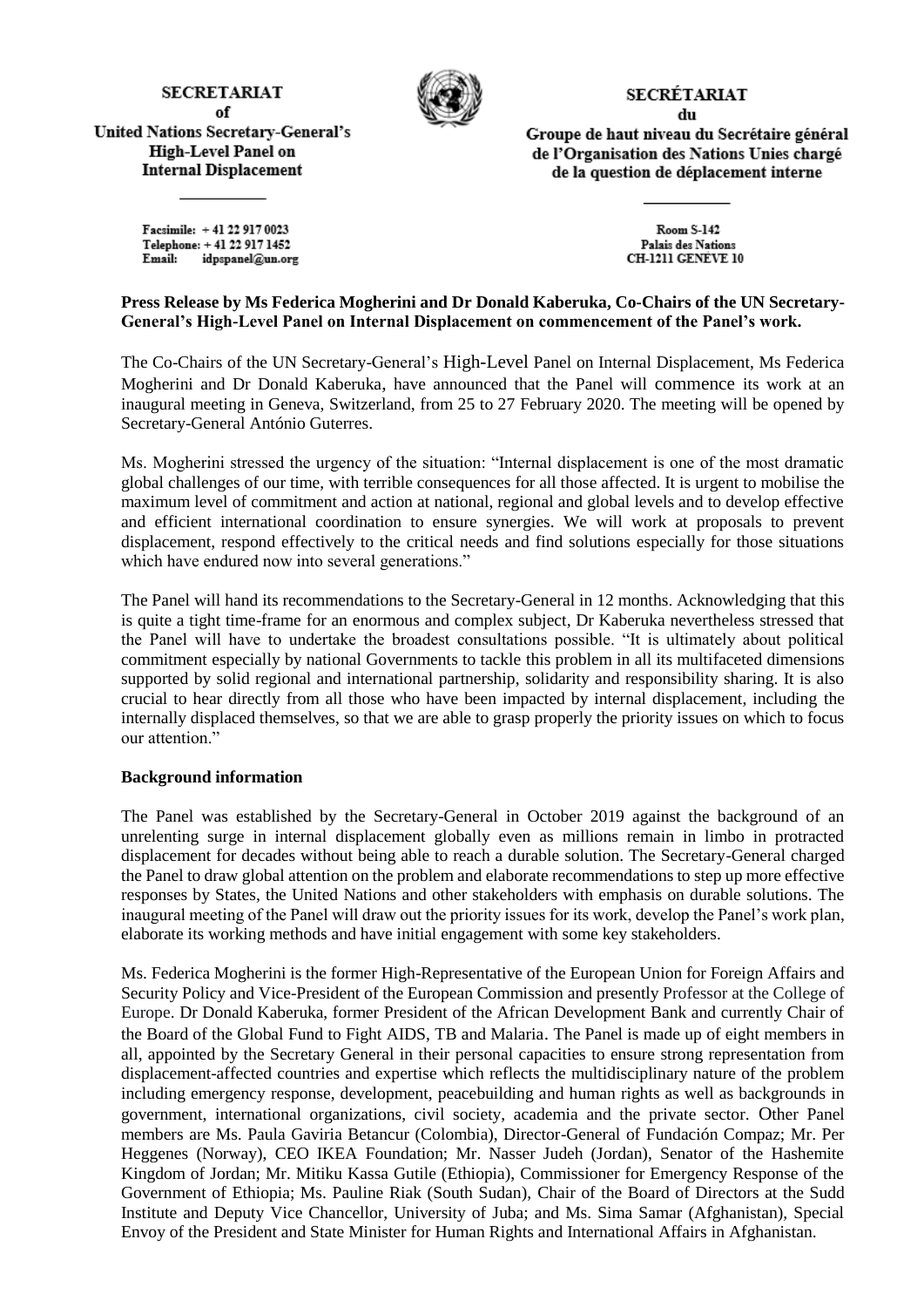**SECRETARIAT**
**of**
**United Nations Secretary-General's**
**High-Level Panel on**
**Internal Displacement**

**SECRÉTARIAT**
**du**
**Groupe de haut niveau du Secrétaire général de l'Organisation des Nations Unies chargé de la question de déplacement interne**

Facsimile: + 41 22 917 0023
Telephone: + 41 22 917 1452
Email: idpspanel@un.org

Room S-142
Palais des Nations
CH-1211 GENEVE 10

**Press Release by Ms Federica Mogherini and Dr Donald Kaberuka, Co-Chairs of the UN Secretary-General's High-Level Panel on Internal Displacement on commencement of the Panel's work.**

The Co-Chairs of the UN Secretary-General's High-Level Panel on Internal Displacement, Ms Federica Mogherini and Dr Donald Kaberuka, have announced that the Panel will commence its work at an inaugural meeting in Geneva, Switzerland, from 25 to 27 February 2020. The meeting will be opened by Secretary-General António Guterres.

Ms. Mogherini stressed the urgency of the situation: "Internal displacement is one of the most dramatic global challenges of our time, with terrible consequences for all those affected. It is urgent to mobilise the maximum level of commitment and action at national, regional and global levels and to develop effective and efficient international coordination to ensure synergies. We will work at proposals to prevent displacement, respond effectively to the critical needs and find solutions especially for those situations which have endured now into several generations."

The Panel will hand its recommendations to the Secretary-General in 12 months. Acknowledging that this is quite a tight time-frame for an enormous and complex subject, Dr Kaberuka nevertheless stressed that the Panel will have to undertake the broadest consultations possible. "It is ultimately about political commitment especially by national Governments to tackle this problem in all its multifaceted dimensions supported by solid regional and international partnership, solidarity and responsibility sharing. It is also crucial to hear directly from all those who have been impacted by internal displacement, including the internally displaced themselves, so that we are able to grasp properly the priority issues on which to focus our attention."

**Background information**

The Panel was established by the Secretary-General in October 2019 against the background of an unrelenting surge in internal displacement globally even as millions remain in limbo in protracted displacement for decades without being able to reach a durable solution. The Secretary-General charged the Panel to draw global attention on the problem and elaborate recommendations to step up more effective responses by States, the United Nations and other stakeholders with emphasis on durable solutions. The inaugural meeting of the Panel will draw out the priority issues for its work, develop the Panel's work plan, elaborate its working methods and have initial engagement with some key stakeholders.

Ms. Federica Mogherini is the former High-Representative of the European Union for Foreign Affairs and Security Policy and Vice-President of the European Commission and presently Professor at the College of Europe. Dr Donald Kaberuka, former President of the African Development Bank and currently Chair of the Board of the Global Fund to Fight AIDS, TB and Malaria. The Panel is made up of eight members in all, appointed by the Secretary General in their personal capacities to ensure strong representation from displacement-affected countries and expertise which reflects the multidisciplinary nature of the problem including emergency response, development, peacebuilding and human rights as well as backgrounds in government, international organizations, civil society, academia and the private sector. Other Panel members are Ms. Paula Gaviria Betancur (Colombia), Director-General of Fundación Compaz; Mr. Per Heggenes (Norway), CEO IKEA Foundation; Mr. Nasser Judeh (Jordan), Senator of the Hashemite Kingdom of Jordan; Mr. Mitiku Kassa Gutile (Ethiopia), Commissioner for Emergency Response of the Government of Ethiopia; Ms. Pauline Riak (South Sudan), Chair of the Board of Directors at the Sudd Institute and Deputy Vice Chancellor, University of Juba; and Ms. Sima Samar (Afghanistan), Special Envoy of the President and State Minister for Human Rights and International Affairs in Afghanistan.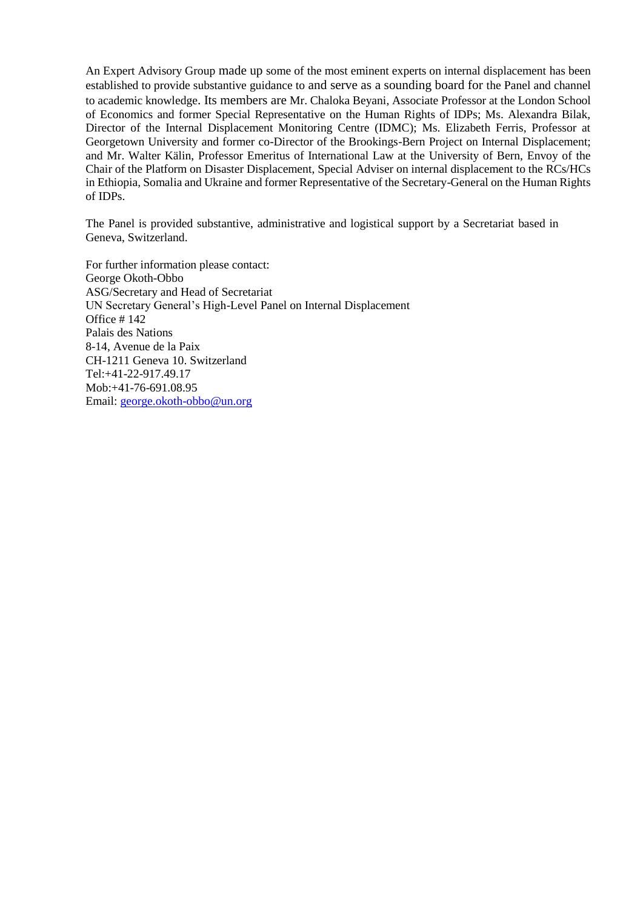An Expert Advisory Group made up some of the most eminent experts on internal displacement has been established to provide substantive guidance to and serve as a sounding board for the Panel and channel to academic knowledge. Its members are Mr. Chaloka Beyani, Associate Professor at the London School of Economics and former Special Representative on the Human Rights of IDPs; Ms. Alexandra Bilak, Director of the Internal Displacement Monitoring Centre (IDMC); Ms. Elizabeth Ferris, Professor at Georgetown University and former co-Director of the Brookings-Bern Project on Internal Displacement; and Mr. Walter Kälin, Professor Emeritus of International Law at the University of Bern, Envoy of the Chair of the Platform on Disaster Displacement, Special Adviser on internal displacement to the RCs/HCs in Ethiopia, Somalia and Ukraine and former Representative of the Secretary-General on the Human Rights of IDPs.

The Panel is provided substantive, administrative and logistical support by a Secretariat based in Geneva, Switzerland.

For further information please contact:
George Okoth-Obbo
ASG/Secretary and Head of Secretariat
UN Secretary General's High-Level Panel on Internal Displacement
Office # 142
Palais des Nations
8-14, Avenue de la Paix
CH-1211 Geneva 10. Switzerland
Tel:+41-22-917.49.17
Mob:+41-76-691.08.95
Email: george.okoth-obbo@un.org